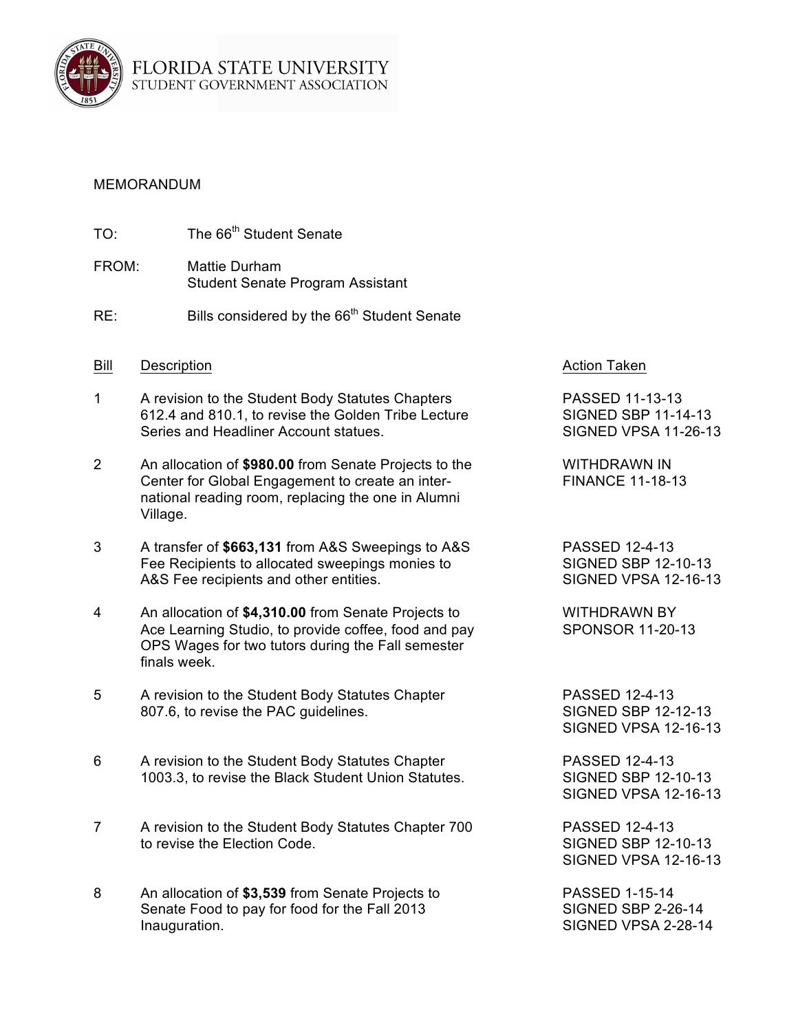FLORIDA STATE UNIVERSITY
STUDENT GOVERNMENT ASSOCIATION

MEMORANDUM

TO: The 66th Student Senate

FROM: Mattie Durham
Student Senate Program Assistant

RE: Bills considered by the 66th Student Senate

| Bill | Description | Action Taken |
|---|---|---|
| 1 | A revision to the Student Body Statutes Chapters 612.4 and 810.1, to revise the Golden Tribe Lecture Series and Headliner Account statues. | PASSED 11-13-13<br>SIGNED SBP 11-14-13<br>SIGNED VPSA 11-26-13 |
| 2 | An allocation of **$980.00** from Senate Projects to the Center for Global Engagement to create an international reading room, replacing the one in Alumni Village. | WITHDRAWN IN FINANCE 11-18-13 |
| 3 | A transfer of **$663,131** from A&S Sweepings to A&S Fee Recipients to allocated sweepings monies to A&S Fee recipients and other entities. | PASSED 12-4-13<br>SIGNED SBP 12-10-13<br>SIGNED VPSA 12-16-13 |
| 4 | An allocation of **$4,310.00** from Senate Projects to Ace Learning Studio, to provide coffee, food and pay OPS Wages for two tutors during the Fall semester finals week. | WITHDRAWN BY SPONSOR 11-20-13 |
| 5 | A revision to the Student Body Statutes Chapter 807.6, to revise the PAC guidelines. | PASSED 12-4-13<br>SIGNED SBP 12-12-13<br>SIGNED VPSA 12-16-13 |
| 6 | A revision to the Student Body Statutes Chapter 1003.3, to revise the Black Student Union Statutes. | PASSED 12-4-13<br>SIGNED SBP 12-10-13<br>SIGNED VPSA 12-16-13 |
| 7 | A revision to the Student Body Statutes Chapter 700 to revise the Election Code. | PASSED 12-4-13<br>SIGNED SBP 12-10-13<br>SIGNED VPSA 12-16-13 |
| 8 | An allocation of **$3,539** from Senate Projects to Senate Food to pay for food for the Fall 2013 Inauguration. | PASSED 1-15-14<br>SIGNED SBP 2-26-14<br>SIGNED VPSA 2-28-14 |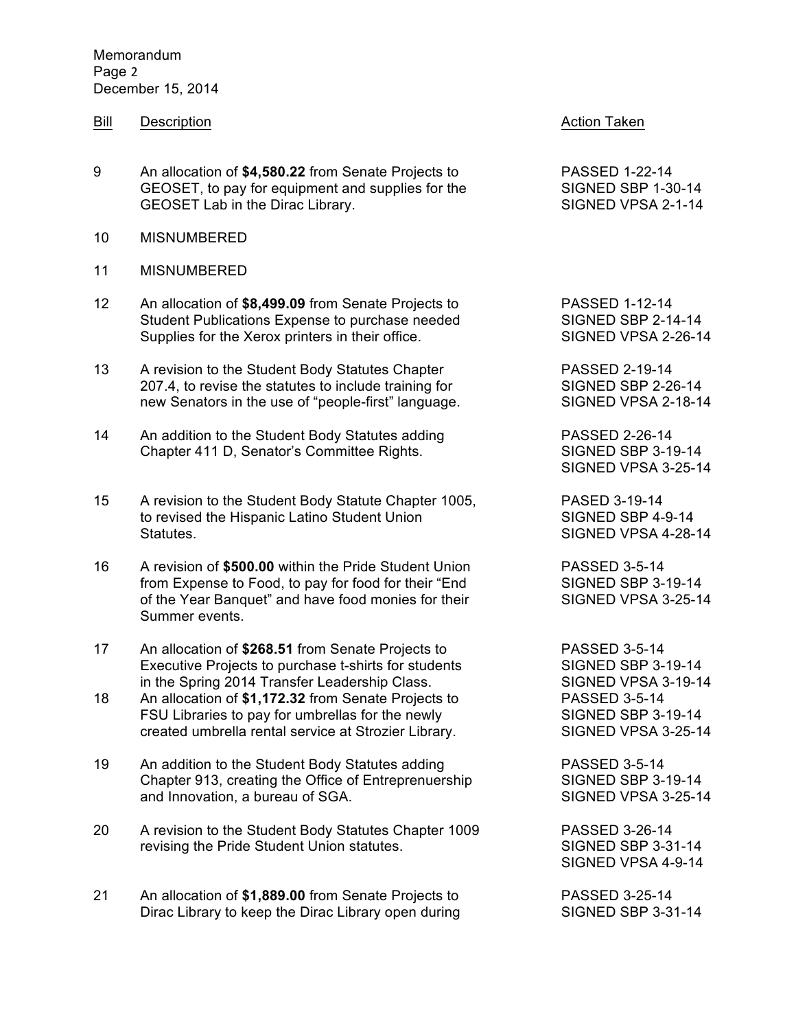Memorandum
Page 2
December 15, 2014

| Bill | Description | Action Taken |
|---|---|---|
| 9 | An allocation of **$4,580.22** from Senate Projects to GEOSET, to pay for equipment and supplies for the GEOSET Lab in the Dirac Library. | PASSED 1-22-14<br>SIGNED SBP 1-30-14<br>SIGNED VPSA 2-1-14 |
| 10 | MISNUMBERED | |
| 11 | MISNUMBERED | |
| 12 | An allocation of **$8,499.09** from Senate Projects to Student Publications Expense to purchase needed Supplies for the Xerox printers in their office. | PASSED 1-12-14<br>SIGNED SBP 2-14-14<br>SIGNED VPSA 2-26-14 |
| 13 | A revision to the Student Body Statutes Chapter 207.4, to revise the statutes to include training for new Senators in the use of "people-first" language. | PASSED 2-19-14<br>SIGNED SBP 2-26-14<br>SIGNED VPSA 2-18-14 |
| 14 | An addition to the Student Body Statutes adding Chapter 411 D, Senator's Committee Rights. | PASSED 2-26-14<br>SIGNED SBP 3-19-14<br>SIGNED VPSA 3-25-14 |
| 15 | A revision to the Student Body Statute Chapter 1005, to revised the Hispanic Latino Student Union Statutes. | PASED 3-19-14<br>SIGNED SBP 4-9-14<br>SIGNED VPSA 4-28-14 |
| 16 | A revision of **$500.00** within the Pride Student Union from Expense to Food, to pay for food for their "End of the Year Banquet" and have food monies for their Summer events. | PASSED 3-5-14<br>SIGNED SBP 3-19-14<br>SIGNED VPSA 3-25-14 |
| 17 | An allocation of **$268.51** from Senate Projects to Executive Projects to purchase t-shirts for students in the Spring 2014 Transfer Leadership Class. | PASSED 3-5-14<br>SIGNED SBP 3-19-14<br>SIGNED VPSA 3-19-14 |
| 18 | An allocation of **$1,172.32** from Senate Projects to FSU Libraries to pay for umbrellas for the newly created umbrella rental service at Strozier Library. | PASSED 3-5-14<br>SIGNED SBP 3-19-14<br>SIGNED VPSA 3-25-14 |
| 19 | An addition to the Student Body Statutes adding Chapter 913, creating the Office of Entreprenuership and Innovation, a bureau of SGA. | PASSED 3-5-14<br>SIGNED SBP 3-19-14<br>SIGNED VPSA 3-25-14 |
| 20 | A revision to the Student Body Statutes Chapter 1009 revising the Pride Student Union statutes. | PASSED 3-26-14<br>SIGNED SBP 3-31-14<br>SIGNED VPSA 4-9-14 |
| 21 | An allocation of **$1,889.00** from Senate Projects to Dirac Library to keep the Dirac Library open during | PASSED 3-25-14<br>SIGNED SBP 3-31-14 |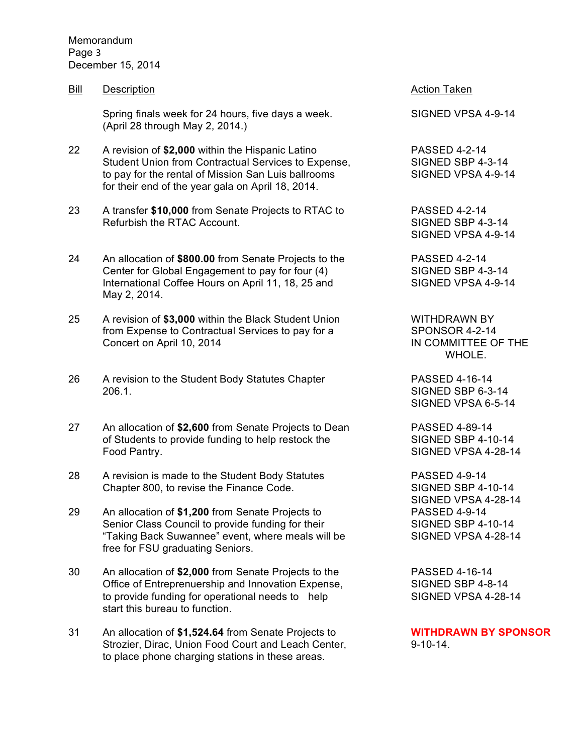| Bill | Description | Action Taken |
|---|---|---|
| | Spring finals week for 24 hours, five days a week. (April 28 through May 2, 2014.) | SIGNED VPSA 4-9-14 |
| 22 | A revision of **$2,000** within the Hispanic Latino Student Union from Contractual Services to Expense, to pay for the rental of Mission San Luis ballrooms for their end of the year gala on April 18, 2014. | PASSED 4-2-14<br>SIGNED SBP 4-3-14<br>SIGNED VPSA 4-9-14 |
| 23 | A transfer **$10,000** from Senate Projects to RTAC to Refurbish the RTAC Account. | PASSED 4-2-14<br>SIGNED SBP 4-3-14<br>SIGNED VPSA 4-9-14 |
| 24 | An allocation of **$800.00** from Senate Projects to the Center for Global Engagement to pay for four (4) International Coffee Hours on April 11, 18, 25 and May 2, 2014. | PASSED 4-2-14<br>SIGNED SBP 4-3-14<br>SIGNED VPSA 4-9-14 |
| 25 | A revision of **$3,000** within the Black Student Union from Expense to Contractual Services to pay for a Concert on April 10, 2014 | WITHDRAWN BY SPONSOR 4-2-14 IN COMMITTEE OF THE WHOLE. |
| 26 | A revision to the Student Body Statutes Chapter 206.1. | PASSED 4-16-14<br>SIGNED SBP 6-3-14<br>SIGNED VPSA 6-5-14 |
| 27 | An allocation of **$2,600** from Senate Projects to Dean of Students to provide funding to help restock the Food Pantry. | PASSED 4-89-14<br>SIGNED SBP 4-10-14<br>SIGNED VPSA 4-28-14 |
| 28 | A revision is made to the Student Body Statutes Chapter 800, to revise the Finance Code. | PASSED 4-9-14<br>SIGNED SBP 4-10-14<br>SIGNED VPSA 4-28-14 |
| 29 | An allocation of **$1,200** from Senate Projects to Senior Class Council to provide funding for their "Taking Back Suwannee" event, where meals will be free for FSU graduating Seniors. | PASSED 4-9-14<br>SIGNED SBP 4-10-14<br>SIGNED VPSA 4-28-14 |
| 30 | An allocation of **$2,000** from Senate Projects to the Office of Entreprenuership and Innovation Expense, to provide funding for operational needs to help start this bureau to function. | PASSED 4-16-14<br>SIGNED SBP 4-8-14<br>SIGNED VPSA 4-28-14 |
| 31 | An allocation of **$1,524.64** from Senate Projects to Strozier, Dirac, Union Food Court and Leach Center, to place phone charging stations in these areas. | **WITHDRAWN BY SPONSOR** 9-10-14. |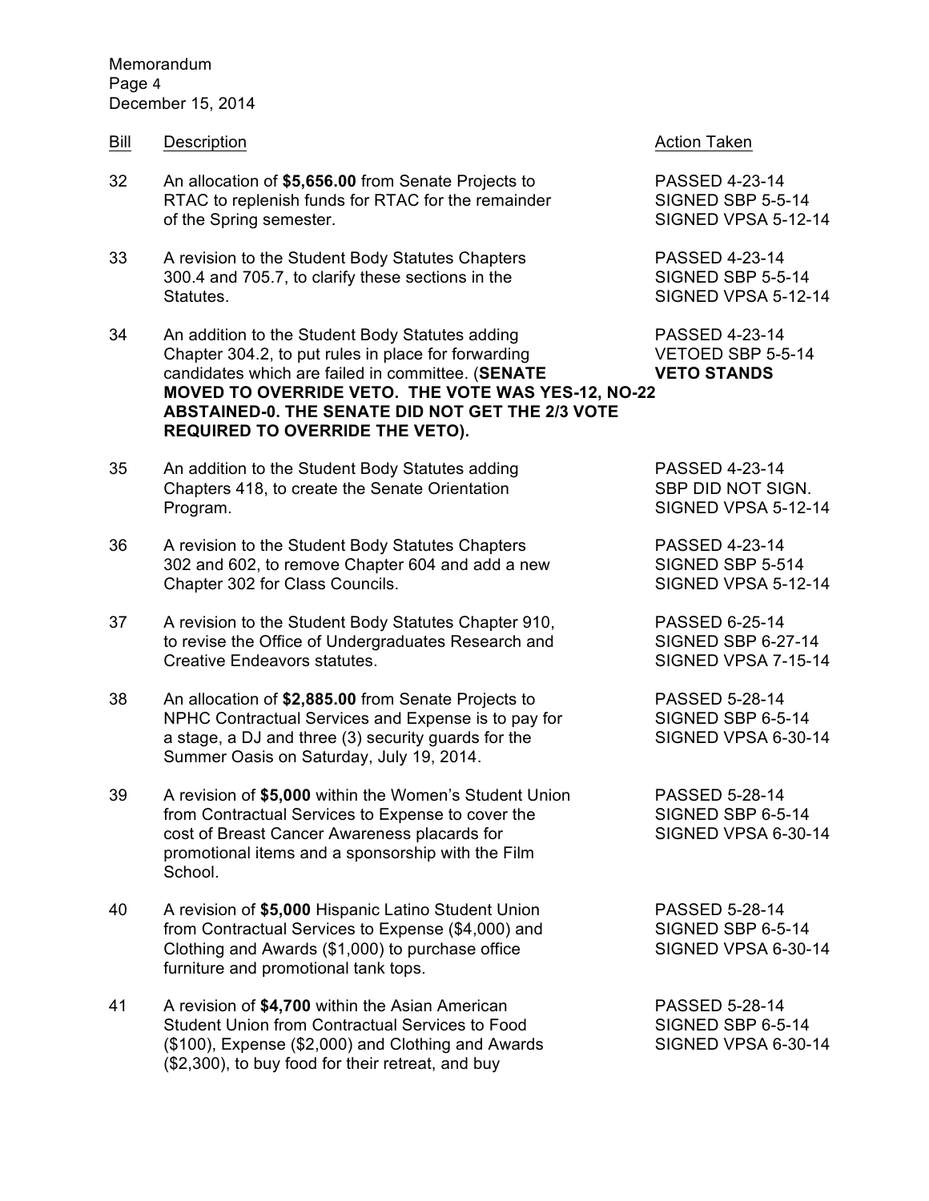Memorandum
Page 4
December 15, 2014

| Bill | Description | Action Taken |
|---|---|---|
| 32 | An allocation of **$5,656.00** from Senate Projects to RTAC to replenish funds for RTAC for the remainder of the Spring semester. | PASSED 4-23-14<br>SIGNED SBP 5-5-14<br>SIGNED VPSA 5-12-14 |
| 33 | A revision to the Student Body Statutes Chapters 300.4 and 705.7, to clarify these sections in the Statutes. | PASSED 4-23-14<br>SIGNED SBP 5-5-14<br>SIGNED VPSA 5-12-14 |
| 34 | An addition to the Student Body Statutes adding Chapter 304.2, to put rules in place for forwarding candidates which are failed in committee. (**SENATE MOVED TO OVERRIDE VETO. THE VOTE WAS YES-12, NO-22 ABSTAINED-0. THE SENATE DID NOT GET THE 2/3 VOTE REQUIRED TO OVERRIDE THE VETO).** | PASSED 4-23-14<br>VETOED SBP 5-5-14<br>**VETO STANDS** |
| 35 | An addition to the Student Body Statutes adding Chapters 418, to create the Senate Orientation Program. | PASSED 4-23-14<br>SBP DID NOT SIGN.<br>SIGNED VPSA 5-12-14 |
| 36 | A revision to the Student Body Statutes Chapters 302 and 602, to remove Chapter 604 and add a new Chapter 302 for Class Councils. | PASSED 4-23-14<br>SIGNED SBP 5-514<br>SIGNED VPSA 5-12-14 |
| 37 | A revision to the Student Body Statutes Chapter 910, to revise the Office of Undergraduates Research and Creative Endeavors statutes. | PASSED 6-25-14<br>SIGNED SBP 6-27-14<br>SIGNED VPSA 7-15-14 |
| 38 | An allocation of **$2,885.00** from Senate Projects to NPHC Contractual Services and Expense is to pay for a stage, a DJ and three (3) security guards for the Summer Oasis on Saturday, July 19, 2014. | PASSED 5-28-14<br>SIGNED SBP 6-5-14<br>SIGNED VPSA 6-30-14 |
| 39 | A revision of **$5,000** within the Women's Student Union from Contractual Services to Expense to cover the cost of Breast Cancer Awareness placards for promotional items and a sponsorship with the Film School. | PASSED 5-28-14<br>SIGNED SBP 6-5-14<br>SIGNED VPSA 6-30-14 |
| 40 | A revision of **$5,000** Hispanic Latino Student Union from Contractual Services to Expense ($4,000) and Clothing and Awards ($1,000) to purchase office furniture and promotional tank tops. | PASSED 5-28-14<br>SIGNED SBP 6-5-14<br>SIGNED VPSA 6-30-14 |
| 41 | A revision of **$4,700** within the Asian American Student Union from Contractual Services to Food ($100), Expense ($2,000) and Clothing and Awards ($2,300), to buy food for their retreat, and buy | PASSED 5-28-14<br>SIGNED SBP 6-5-14<br>SIGNED VPSA 6-30-14 |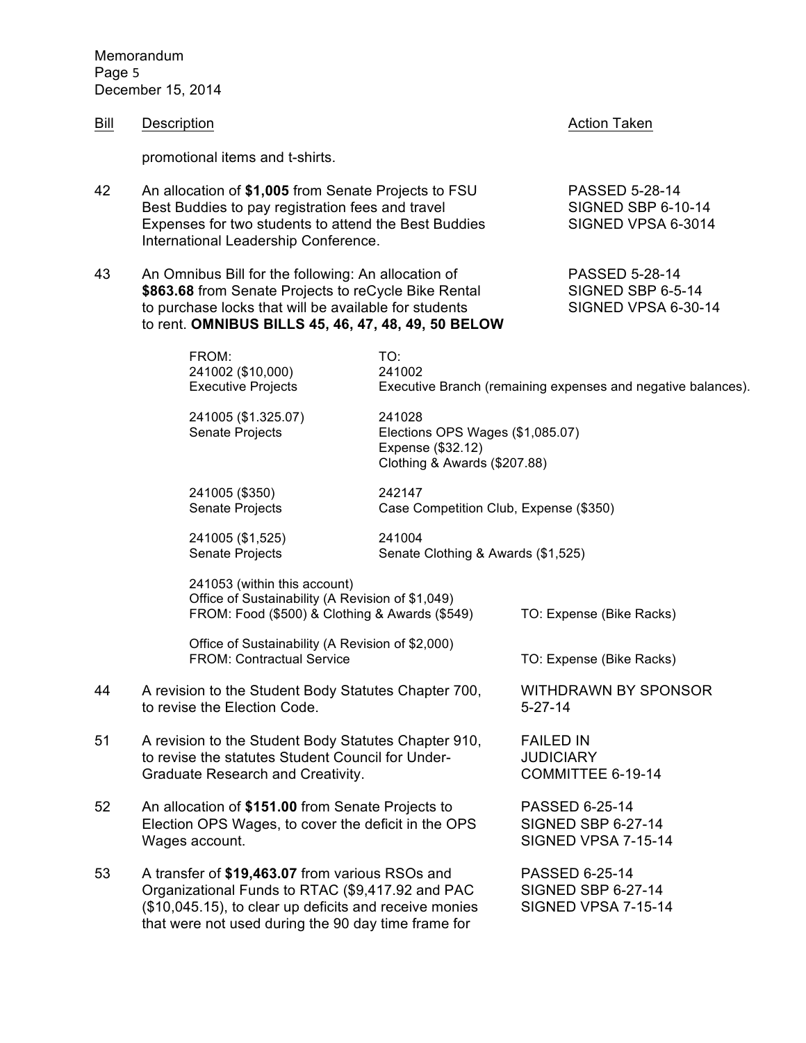Memorandum
Page 5
December 15, 2014

| Bill | Description | Action Taken |
|---|---|---|
| | promotional items and t-shirts. | |
| 42 | An allocation of **$1,005** from Senate Projects to FSU Best Buddies to pay registration fees and travel Expenses for two students to attend the Best Buddies International Leadership Conference. | PASSED 5-28-14<br>SIGNED SBP 6-10-14<br>SIGNED VPSA 6-3014 |
| 43 | An Omnibus Bill for the following: An allocation of **$863.68** from Senate Projects to reCycle Bike Rental to purchase locks that will be available for students to rent. **OMNIBUS BILLS 45, 46, 47, 48, 49, 50 BELOW** | PASSED 5-28-14<br>SIGNED SBP 6-5-14<br>SIGNED VPSA 6-30-14 |

| FROM: | TO: |
|---|---|
| 241002 ($10,000)<br>Executive Projects | 241002<br>Executive Branch (remaining expenses and negative balances). |
| 241005 ($1.325.07)<br>Senate Projects | 241028<br>Elections OPS Wages ($1,085.07)<br>Expense ($32.12)<br>Clothing & Awards ($207.88) |
| 241005 ($350)<br>Senate Projects | 242147<br>Case Competition Club, Expense ($350) |
| 241005 ($1,525)<br>Senate Projects | 241004<br>Senate Clothing & Awards ($1,525) |
| 241053 (within this account)<br>Office of Sustainability (A Revision of $1,049)<br>FROM: Food ($500) & Clothing & Awards ($549) | TO: Expense (Bike Racks) |
| Office of Sustainability (A Revision of $2,000)<br>FROM: Contractual Service | TO: Expense (Bike Racks) |

| Bill | Description | Action Taken |
|---|---|---|
| 44 | A revision to the Student Body Statutes Chapter 700, to revise the Election Code. | WITHDRAWN BY SPONSOR 5-27-14 |
| 51 | A revision to the Student Body Statutes Chapter 910, to revise the statutes Student Council for Under-Graduate Research and Creativity. | FAILED IN JUDICIARY COMMITTEE 6-19-14 |
| 52 | An allocation of **$151.00** from Senate Projects to Election OPS Wages, to cover the deficit in the OPS Wages account. | PASSED 6-25-14<br>SIGNED SBP 6-27-14<br>SIGNED VPSA 7-15-14 |
| 53 | A transfer of **$19,463.07** from various RSOs and Organizational Funds to RTAC ($9,417.92 and PAC ($10,045.15), to clear up deficits and receive monies that were not used during the 90 day time frame for | PASSED 6-25-14<br>SIGNED SBP 6-27-14<br>SIGNED VPSA 7-15-14 |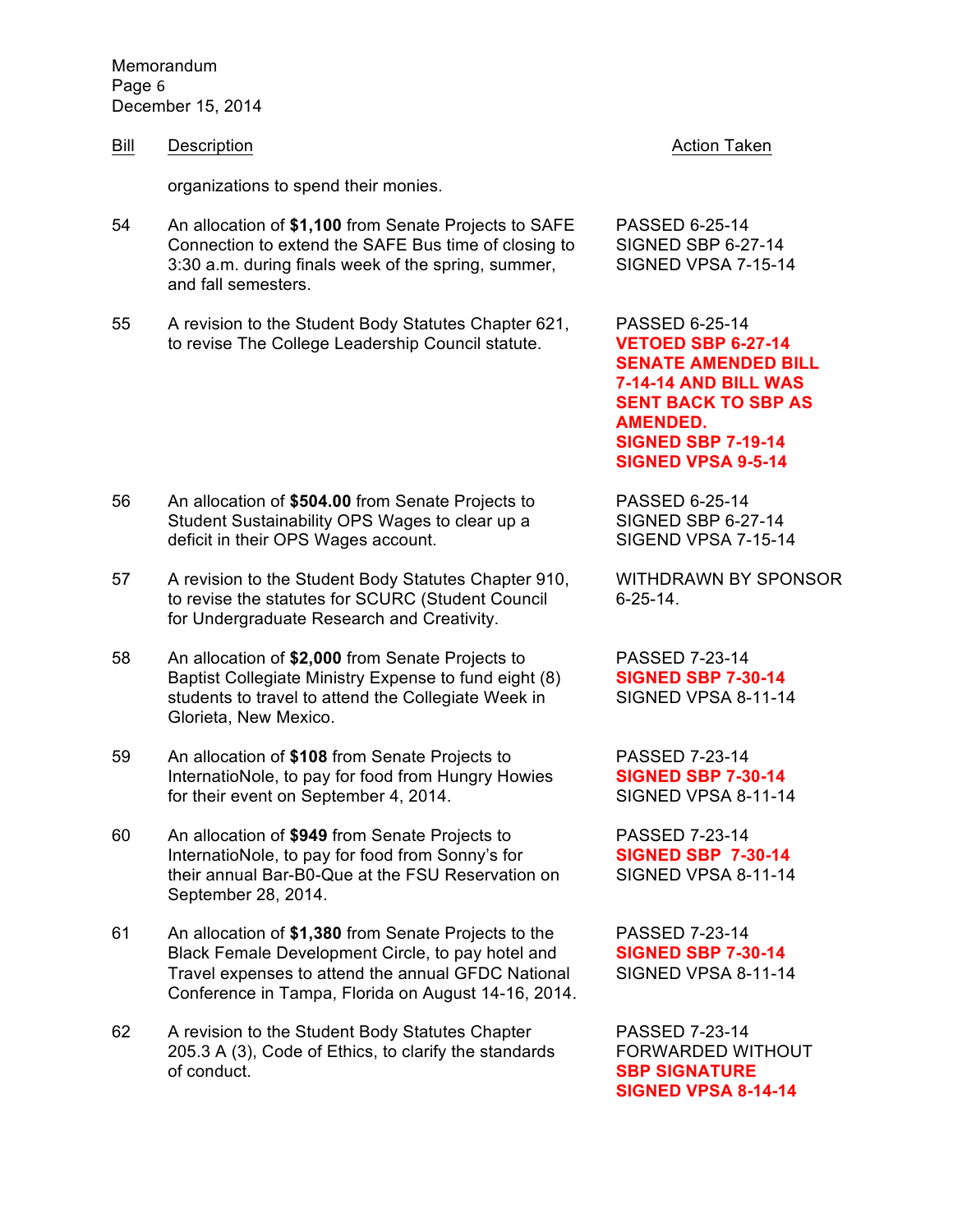| Bill | Description | Action Taken |
|---|---|---|
| | organizations to spend their monies. | |
| 54 | An allocation of **$1,100** from Senate Projects to SAFE Connection to extend the SAFE Bus time of closing to 3:30 a.m. during finals week of the spring, summer, and fall semesters. | PASSED 6-25-14<br>SIGNED SBP 6-27-14<br>SIGNED VPSA 7-15-14 |
| 55 | A revision to the Student Body Statutes Chapter 621, to revise The College Leadership Council statute. | PASSED 6-25-14<br>**VETOED SBP 6-27-14**<br>**SENATE AMENDED BILL 7-14-14 AND BILL WAS SENT BACK TO SBP AS AMENDED.**<br>**SIGNED SBP 7-19-14**<br>**SIGNED VPSA 9-5-14** |
| 56 | An allocation of **$504.00** from Senate Projects to Student Sustainability OPS Wages to clear up a deficit in their OPS Wages account. | PASSED 6-25-14<br>SIGNED SBP 6-27-14<br>SIGEND VPSA 7-15-14 |
| 57 | A revision to the Student Body Statutes Chapter 910, to revise the statutes for SCURC (Student Council for Undergraduate Research and Creativity. | WITHDRAWN BY SPONSOR 6-25-14. |
| 58 | An allocation of **$2,000** from Senate Projects to Baptist Collegiate Ministry Expense to fund eight (8) students to travel to attend the Collegiate Week in Glorieta, New Mexico. | PASSED 7-23-14<br>**SIGNED SBP 7-30-14**<br>SIGNED VPSA 8-11-14 |
| 59 | An allocation of **$108** from Senate Projects to InternatioNole, to pay for food from Hungry Howies for their event on September 4, 2014. | PASSED 7-23-14<br>**SIGNED SBP 7-30-14**<br>SIGNED VPSA 8-11-14 |
| 60 | An allocation of **$949** from Senate Projects to InternatioNole, to pay for food from Sonny's for their annual Bar-B0-Que at the FSU Reservation on September 28, 2014. | PASSED 7-23-14<br>**SIGNED SBP 7-30-14**<br>SIGNED VPSA 8-11-14 |
| 61 | An allocation of **$1,380** from Senate Projects to the Black Female Development Circle, to pay hotel and Travel expenses to attend the annual GFDC National Conference in Tampa, Florida on August 14-16, 2014. | PASSED 7-23-14<br>**SIGNED SBP 7-30-14**<br>SIGNED VPSA 8-11-14 |
| 62 | A revision to the Student Body Statutes Chapter 205.3 A (3), Code of Ethics, to clarify the standards of conduct. | PASSED 7-23-14<br>FORWARDED WITHOUT **SBP SIGNATURE**<br>**SIGNED VPSA 8-14-14** |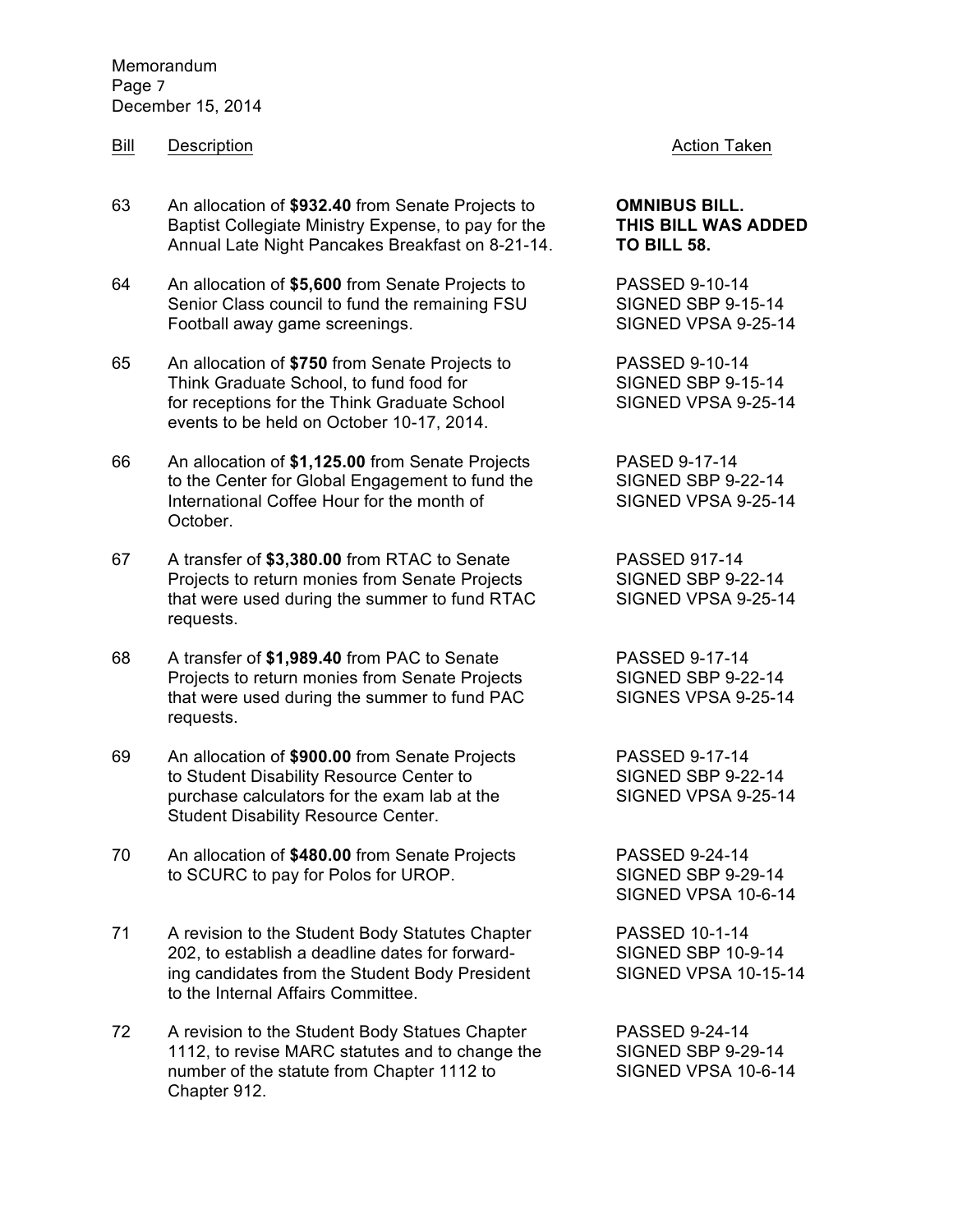Memorandum
Page 7
December 15, 2014

| Bill | Description | Action Taken |
| --- | --- | --- |
| 63 | An allocation of **$932.40** from Senate Projects to Baptist Collegiate Ministry Expense, to pay for the Annual Late Night Pancakes Breakfast on 8-21-14. | **OMNIBUS BILL. THIS BILL WAS ADDED TO BILL 58.** |
| 64 | An allocation of **$5,600** from Senate Projects to Senior Class council to fund the remaining FSU Football away game screenings. | PASSED 9-10-14<br>SIGNED SBP 9-15-14<br>SIGNED VPSA 9-25-14 |
| 65 | An allocation of **$750** from Senate Projects to Think Graduate School, to fund food for for receptions for the Think Graduate School events to be held on October 10-17, 2014. | PASSED 9-10-14<br>SIGNED SBP 9-15-14<br>SIGNED VPSA 9-25-14 |
| 66 | An allocation of **$1,125.00** from Senate Projects to the Center for Global Engagement to fund the International Coffee Hour for the month of October. | PASED 9-17-14<br>SIGNED SBP 9-22-14<br>SIGNED VPSA 9-25-14 |
| 67 | A transfer of **$3,380.00** from RTAC to Senate Projects to return monies from Senate Projects that were used during the summer to fund RTAC requests. | PASSED 917-14<br>SIGNED SBP 9-22-14<br>SIGNED VPSA 9-25-14 |
| 68 | A transfer of **$1,989.40** from PAC to Senate Projects to return monies from Senate Projects that were used during the summer to fund PAC requests. | PASSED 9-17-14<br>SIGNED SBP 9-22-14<br>SIGNES VPSA 9-25-14 |
| 69 | An allocation of **$900.00** from Senate Projects to Student Disability Resource Center to purchase calculators for the exam lab at the Student Disability Resource Center. | PASSED 9-17-14<br>SIGNED SBP 9-22-14<br>SIGNED VPSA 9-25-14 |
| 70 | An allocation of **$480.00** from Senate Projects to SCURC to pay for Polos for UROP. | PASSED 9-24-14<br>SIGNED SBP 9-29-14<br>SIGNED VPSA 10-6-14 |
| 71 | A revision to the Student Body Statutes Chapter 202, to establish a deadline dates for forwarding candidates from the Student Body President to the Internal Affairs Committee. | PASSED 10-1-14<br>SIGNED SBP 10-9-14<br>SIGNED VPSA 10-15-14 |
| 72 | A revision to the Student Body Statues Chapter 1112, to revise MARC statutes and to change the number of the statute from Chapter 1112 to Chapter 912. | PASSED 9-24-14<br>SIGNED SBP 9-29-14<br>SIGNED VPSA 10-6-14 |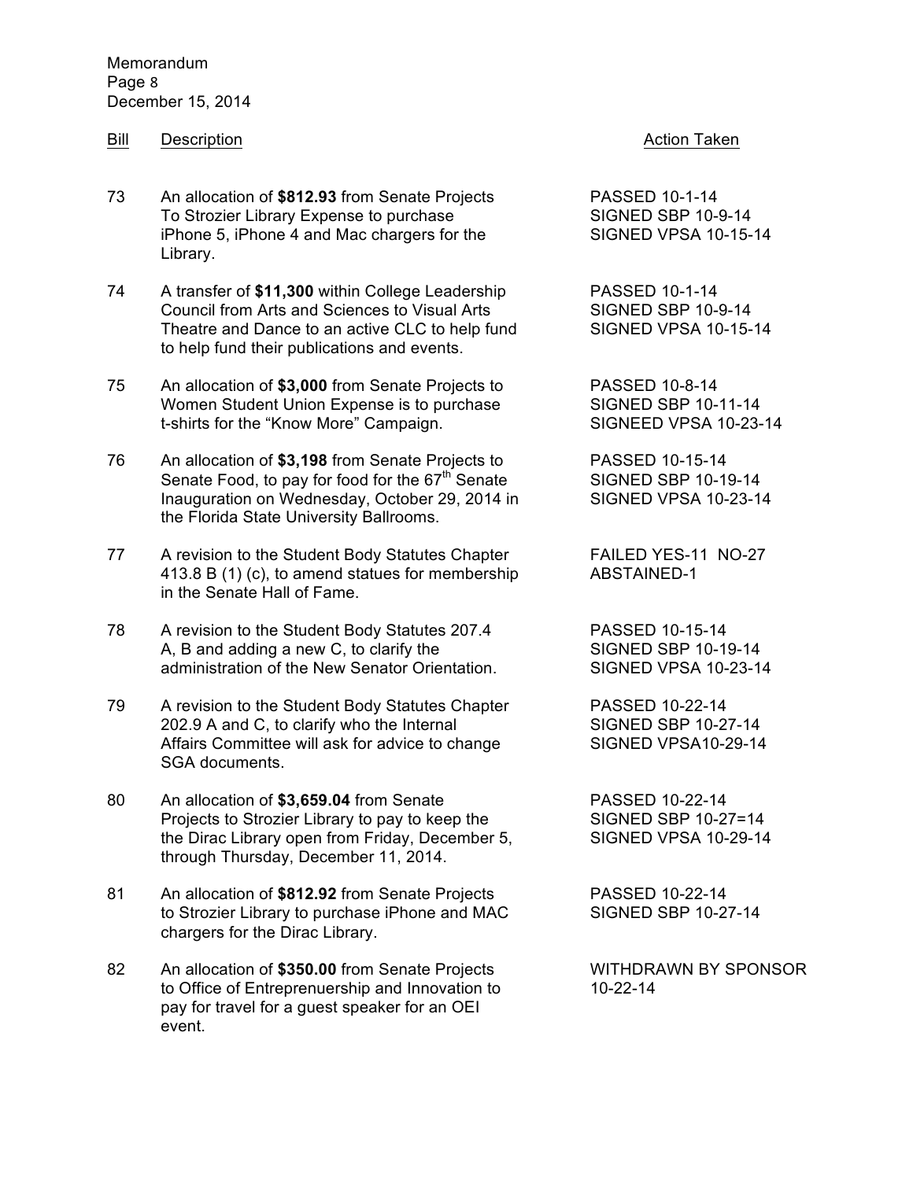Memorandum
Page 8
December 15, 2014

| Bill | Description | Action Taken |
|---|---|---|
| 73 | An allocation of **$812.93** from Senate Projects To Strozier Library Expense to purchase iPhone 5, iPhone 4 and Mac chargers for the Library. | PASSED 10-1-14<br>SIGNED SBP 10-9-14<br>SIGNED VPSA 10-15-14 |
| 74 | A transfer of **$11,300** within College Leadership Council from Arts and Sciences to Visual Arts Theatre and Dance to an active CLC to help fund to help fund their publications and events. | PASSED 10-1-14<br>SIGNED SBP 10-9-14<br>SIGNED VPSA 10-15-14 |
| 75 | An allocation of **$3,000** from Senate Projects to Women Student Union Expense is to purchase t-shirts for the "Know More" Campaign. | PASSED 10-8-14<br>SIGNED SBP 10-11-14<br>SIGNEED VPSA 10-23-14 |
| 76 | An allocation of **$3,198** from Senate Projects to Senate Food, to pay for food for the 67th Senate Inauguration on Wednesday, October 29, 2014 in the Florida State University Ballrooms. | PASSED 10-15-14<br>SIGNED SBP 10-19-14<br>SIGNED VPSA 10-23-14 |
| 77 | A revision to the Student Body Statutes Chapter 413.8 B (1) (c), to amend statues for membership in the Senate Hall of Fame. | FAILED YES-11 NO-27<br>ABSTAINED-1 |
| 78 | A revision to the Student Body Statutes 207.4 A, B and adding a new C, to clarify the administration of the New Senator Orientation. | PASSED 10-15-14<br>SIGNED SBP 10-19-14<br>SIGNED VPSA 10-23-14 |
| 79 | A revision to the Student Body Statutes Chapter 202.9 A and C, to clarify who the Internal Affairs Committee will ask for advice to change SGA documents. | PASSED 10-22-14<br>SIGNED SBP 10-27-14<br>SIGNED VPSA10-29-14 |
| 80 | An allocation of **$3,659.04** from Senate Projects to Strozier Library to pay to keep the the Dirac Library open from Friday, December 5, through Thursday, December 11, 2014. | PASSED 10-22-14<br>SIGNED SBP 10-27=14<br>SIGNED VPSA 10-29-14 |
| 81 | An allocation of **$812.92** from Senate Projects to Strozier Library to purchase iPhone and MAC chargers for the Dirac Library. | PASSED 10-22-14<br>SIGNED SBP 10-27-14 |
| 82 | An allocation of **$350.00** from Senate Projects to Office of Entreprenuership and Innovation to pay for travel for a guest speaker for an OEI event. | WITHDRAWN BY SPONSOR<br>10-22-14 |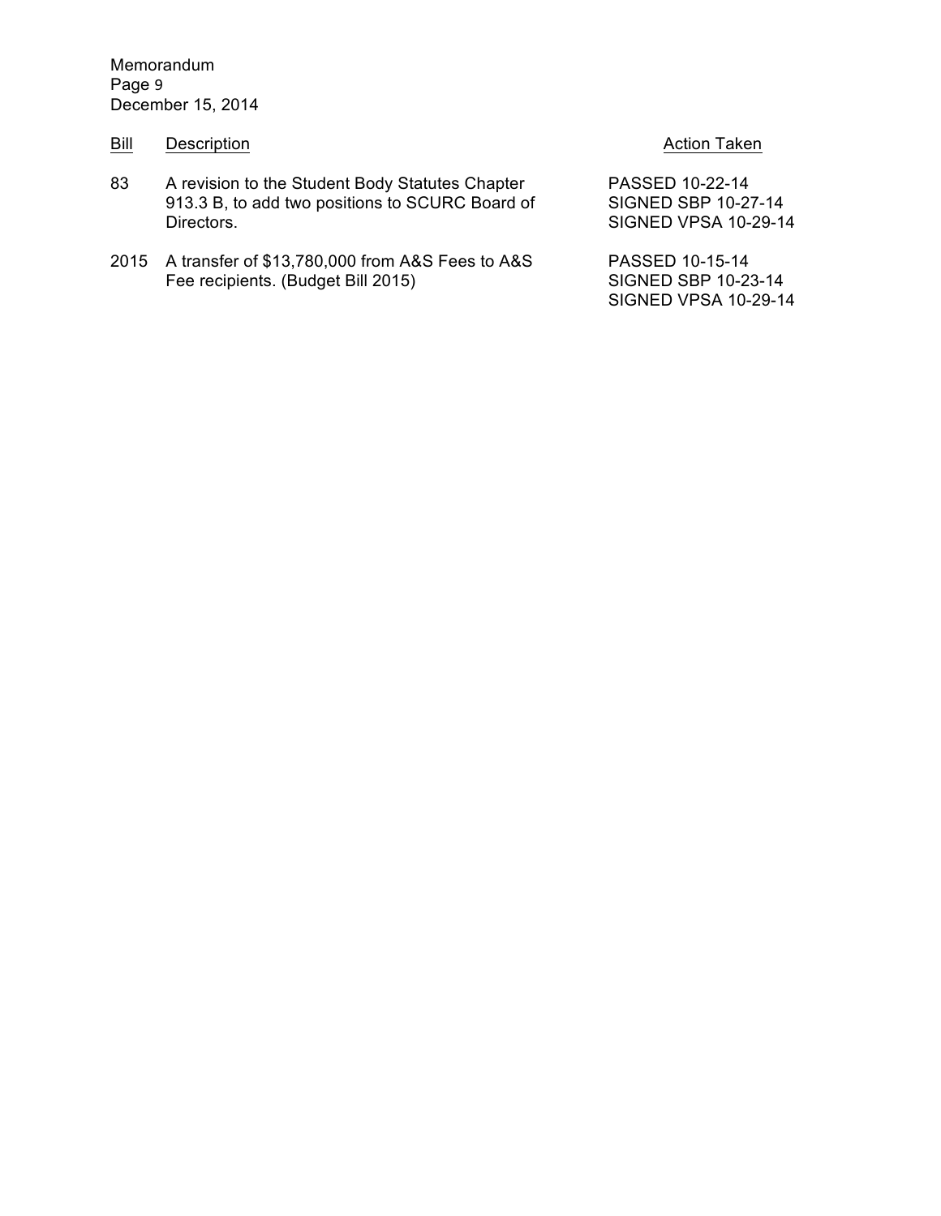| Bill | Description | Action Taken |
| --- | --- | --- |
| 83 | A revision to the Student Body Statutes Chapter 913.3 B, to add two positions to SCURC Board of Directors. | PASSED 10-22-14<br>SIGNED SBP 10-27-14<br>SIGNED VPSA 10-29-14 |
| 2015 | A transfer of $13,780,000 from A&S Fees to A&S Fee recipients. (Budget Bill 2015) | PASSED 10-15-14<br>SIGNED SBP 10-23-14<br>SIGNED VPSA 10-29-14 |